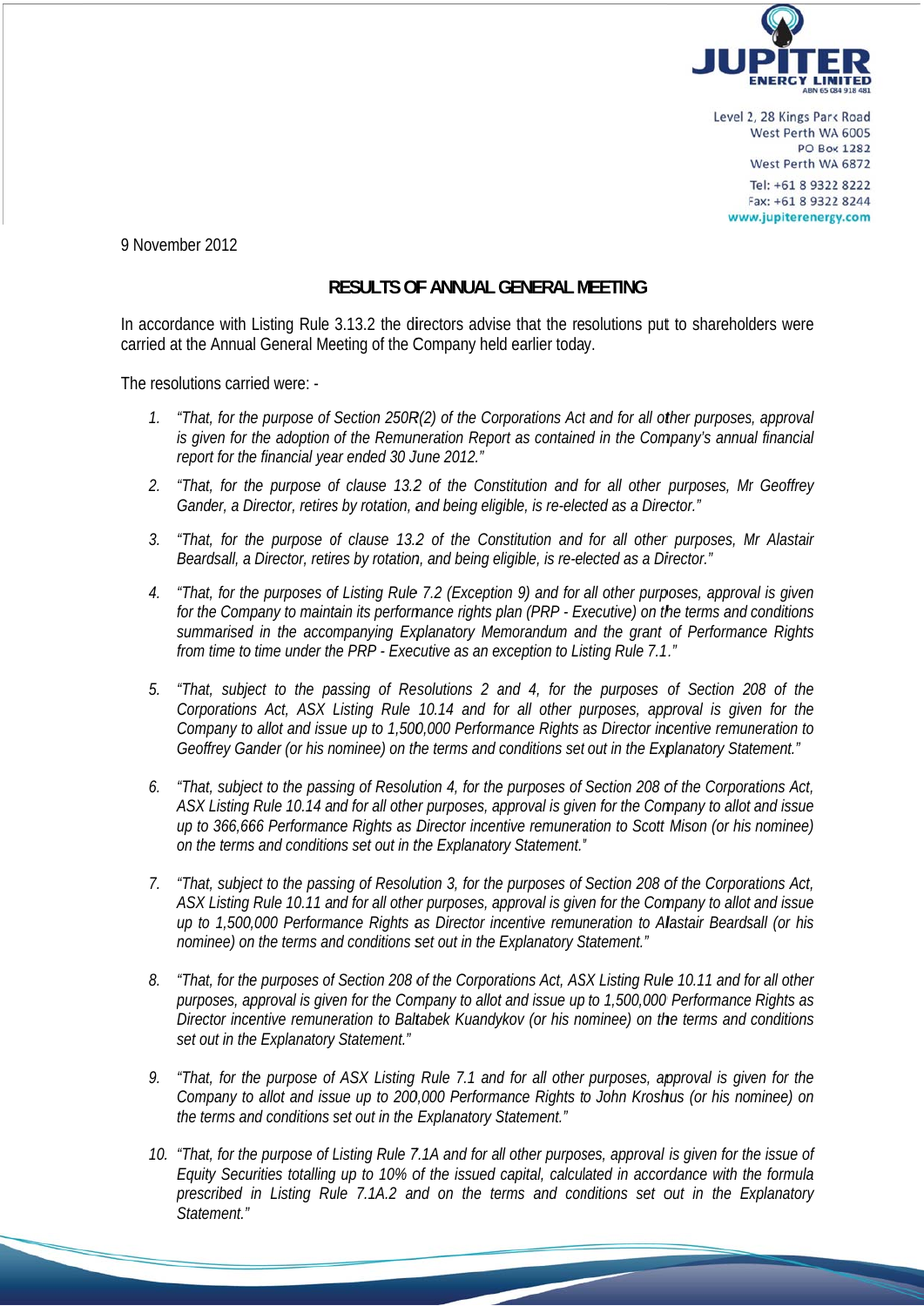JUPITER ENERGY LIMITED
ABN 65 084 918 481

Level 2, 28 Kings Park Road
West Perth WA 6005
PO Box 1282
West Perth WA 6872
Tel: +61 8 9322 8222
Fax: +61 8 9322 8244
www.jupiterenergy.com

9 November 2012

## RESULTS OF ANNUAL GENERAL MEETING

In accordance with Listing Rule 3.13.2 the directors advise that the resolutions put to shareholders were carried at the Annual General Meeting of the Company held earlier today.

The resolutions carried were: -

1. *"That, for the purpose of Section 250R(2) of the Corporations Act and for all other purposes, approval is given for the adoption of the Remuneration Report as contained in the Company's annual financial report for the financial year ended 30 June 2012."*

2. *"That, for the purpose of clause 13.2 of the Constitution and for all other purposes, Mr Geoffrey Gander, a Director, retires by rotation, and being eligible, is re-elected as a Director."*

3. *"That, for the purpose of clause 13.2 of the Constitution and for all other purposes, Mr Alastair Beardsall, a Director, retires by rotation, and being eligible, is re-elected as a Director."*

4. *"That, for the purposes of Listing Rule 7.2 (Exception 9) and for all other purposes, approval is given for the Company to maintain its performance rights plan (PRP - Executive) on the terms and conditions summarised in the accompanying Explanatory Memorandum and the grant of Performance Rights from time to time under the PRP - Executive as an exception to Listing Rule 7.1."*

5. *"That, subject to the passing of Resolutions 2 and 4, for the purposes of Section 208 of the Corporations Act, ASX Listing Rule 10.14 and for all other purposes, approval is given for the Company to allot and issue up to 1,500,000 Performance Rights as Director incentive remuneration to Geoffrey Gander (or his nominee) on the terms and conditions set out in the Explanatory Statement."*

6. *"That, subject to the passing of Resolution 4, for the purposes of Section 208 of the Corporations Act, ASX Listing Rule 10.14 and for all other purposes, approval is given for the Company to allot and issue up to 366,666 Performance Rights as Director incentive remuneration to Scott Mison (or his nominee) on the terms and conditions set out in the Explanatory Statement."*

7. *"That, subject to the passing of Resolution 3, for the purposes of Section 208 of the Corporations Act, ASX Listing Rule 10.11 and for all other purposes, approval is given for the Company to allot and issue up to 1,500,000 Performance Rights as Director incentive remuneration to Alastair Beardsall (or his nominee) on the terms and conditions set out in the Explanatory Statement."*

8. *"That, for the purposes of Section 208 of the Corporations Act, ASX Listing Rule 10.11 and for all other purposes, approval is given for the Company to allot and issue up to 1,500,000 Performance Rights as Director incentive remuneration to Baltabek Kuandykov (or his nominee) on the terms and conditions set out in the Explanatory Statement."*

9. *"That, for the purpose of ASX Listing Rule 7.1 and for all other purposes, approval is given for the Company to allot and issue up to 200,000 Performance Rights to John Kroshus (or his nominee) on the terms and conditions set out in the Explanatory Statement."*

10. *"That, for the purpose of Listing Rule 7.1A and for all other purposes, approval is given for the issue of Equity Securities totalling up to 10% of the issued capital, calculated in accordance with the formula prescribed in Listing Rule 7.1A.2 and on the terms and conditions set out in the Explanatory Statement."*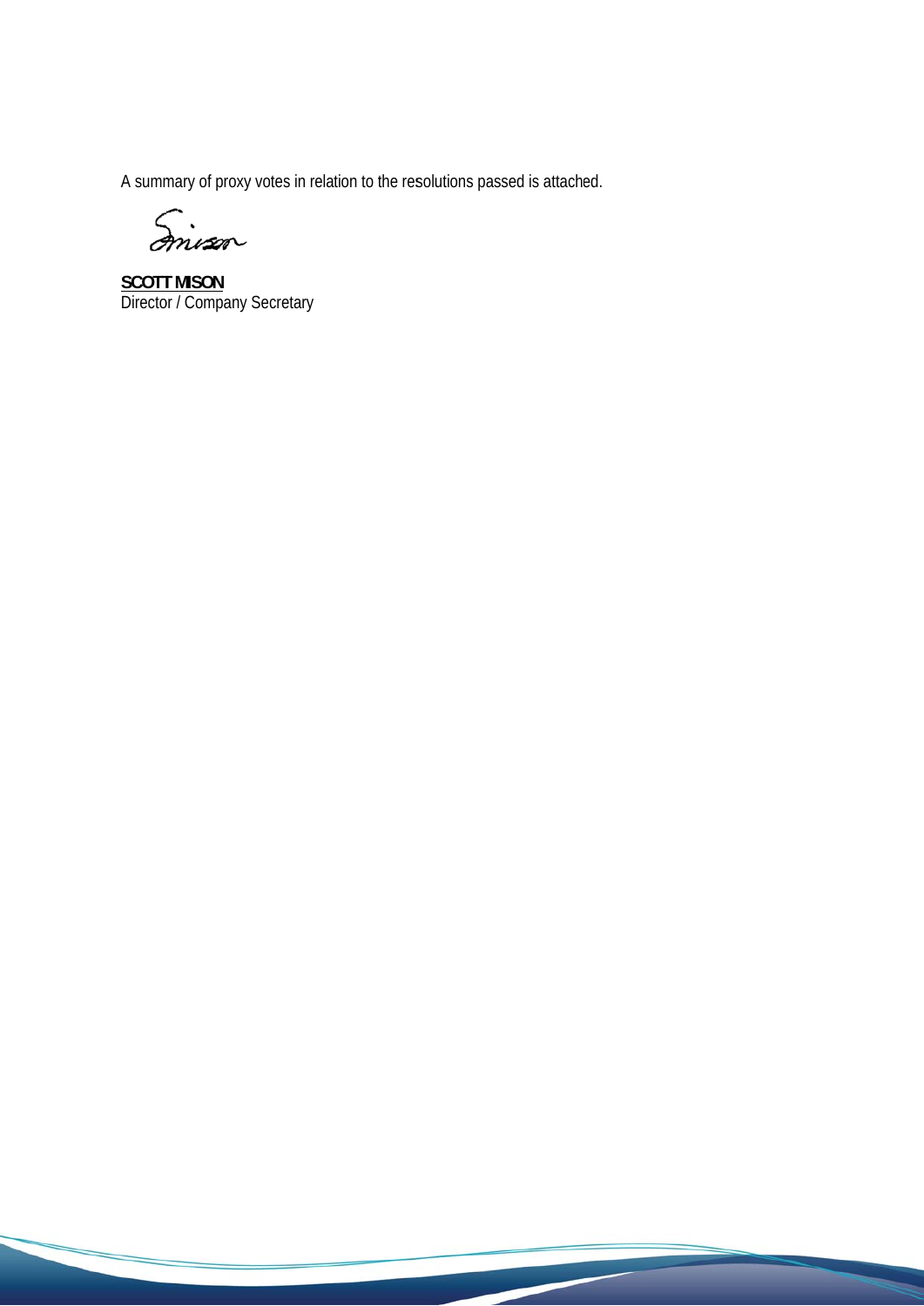A summary of proxy votes in relation to the resolutions passed is attached.

**SCOTT MISON**
Director / Company Secretary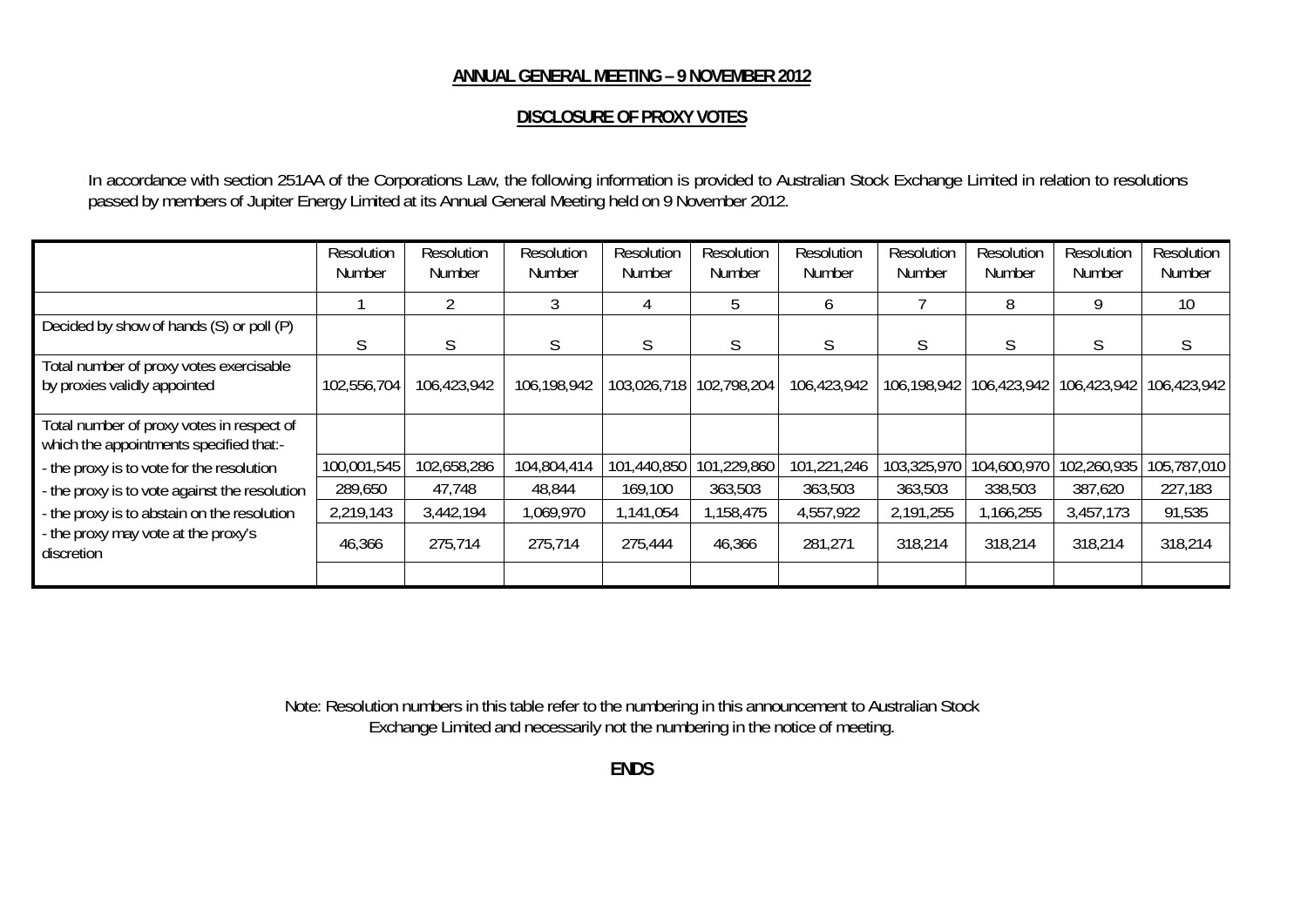**ANNUAL GENERAL MEETING – 9 NOVEMBER 2012**

**DISCLOSURE OF PROXY VOTES**

In accordance with section 251AA of the Corporations Law, the following information is provided to Australian Stock Exchange Limited in relation to resolutions passed by members of Jupiter Energy Limited at its Annual General Meeting held on 9 November 2012.

| | Resolution Number | Resolution Number | Resolution Number | Resolution Number | Resolution Number | Resolution Number | Resolution Number | Resolution Number | Resolution Number | Resolution Number |
|---|---|---|---|---|---|---|---|---|---|---|
| | 1 | 2 | 3 | 4 | 5 | 6 | 7 | 8 | 9 | 10 |
| Decided by show of hands (S) or poll (P) | S | S | S | S | S | S | S | S | S | S |
| Total number of proxy votes exercisable by proxies validly appointed | 102,556,704 | 106,423,942 | 106,198,942 | 103,026,718 | 102,798,204 | 106,423,942 | 106,198,942 | 106,423,942 | 106,423,942 | 106,423,942 |
| Total number of proxy votes in respect of which the appointments specified that:- | | | | | | | | | | |
| - the proxy is to vote for the resolution | 100,001,545 | 102,658,286 | 104,804,414 | 101,440,850 | 101,229,860 | 101,221,246 | 103,325,970 | 104,600,970 | 102,260,935 | 105,787,010 |
| - the proxy is to vote against the resolution | 289,650 | 47,748 | 48,844 | 169,100 | 363,503 | 363,503 | 363,503 | 338,503 | 387,620 | 227,183 |
| - the proxy is to abstain on the resolution | 2,219,143 | 3,442,194 | 1,069,970 | 1,141,054 | 1,158,475 | 4,557,922 | 2,191,255 | 1,166,255 | 3,457,173 | 91,535 |
| - the proxy may vote at the proxy's discretion | 46,366 | 275,714 | 275,714 | 275,444 | 46,366 | 281,271 | 318,214 | 318,214 | 318,214 | 318,214 |
| | | | | | | | | | | |

Note: Resolution numbers in this table refer to the numbering in this announcement to Australian Stock Exchange Limited and necessarily not the numbering in the notice of meeting.

**ENDS**